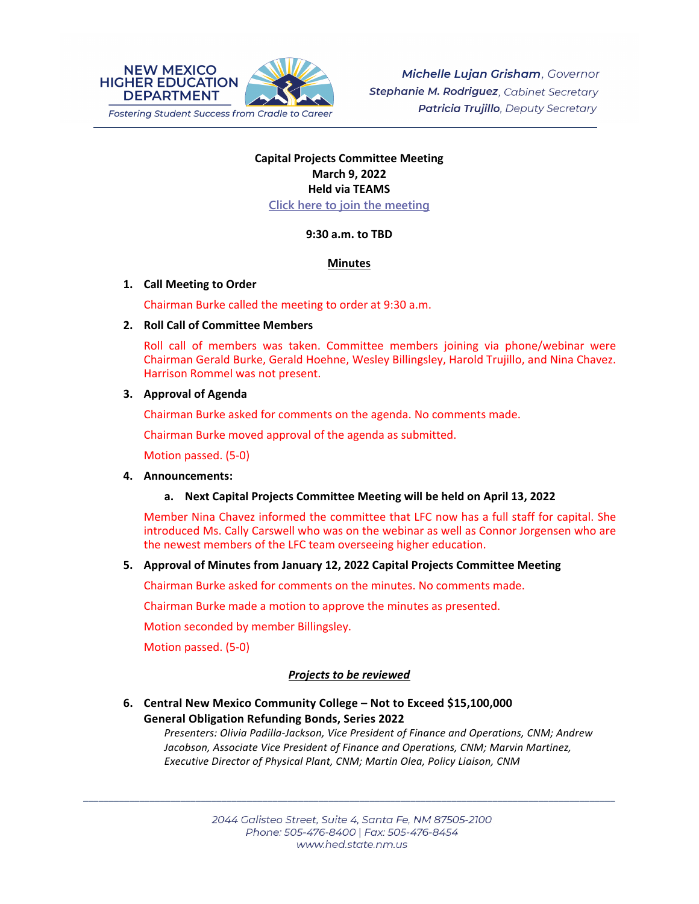NEW MEXICO HIGHER EDUCATION DEPARTMENT
*Fostering Student Success from Cradle to Career*

***Michelle Lujan Grisham**, Governor*
***Stephanie M. Rodriguez**, Cabinet Secretary*
***Patricia Trujillo**, Deputy Secretary*

**Capital Projects Committee Meeting**
**March 9, 2022**
**Held via TEAMS**
Click here to join the meeting

**9:30 a.m. to TBD**

**Minutes**

1. **Call Meeting to Order**

   Chairman Burke called the meeting to order at 9:30 a.m.

2. **Roll Call of Committee Members**

   Roll call of members was taken. Committee members joining via phone/webinar were Chairman Gerald Burke, Gerald Hoehne, Wesley Billingsley, Harold Trujillo, and Nina Chavez. Harrison Rommel was not present.

3. **Approval of Agenda**

   Chairman Burke asked for comments on the agenda. No comments made.

   Chairman Burke moved approval of the agenda as submitted.

   Motion passed. (5-0)

4. **Announcements:**

   a. **Next Capital Projects Committee Meeting will be held on April 13, 2022**

   Member Nina Chavez informed the committee that LFC now has a full staff for capital. She introduced Ms. Cally Carswell who was on the webinar as well as Connor Jorgensen who are the newest members of the LFC team overseeing higher education.

5. **Approval of Minutes from January 12, 2022 Capital Projects Committee Meeting**

   Chairman Burke asked for comments on the minutes. No comments made.

   Chairman Burke made a motion to approve the minutes as presented.

   Motion seconded by member Billingsley.

   Motion passed. (5-0)

***Projects to be reviewed***

6. **Central New Mexico Community College – Not to Exceed $15,100,000 General Obligation Refunding Bonds, Series 2022**

   *Presenters: Olivia Padilla-Jackson, Vice President of Finance and Operations, CNM; Andrew Jacobson, Associate Vice President of Finance and Operations, CNM; Marvin Martinez, Executive Director of Physical Plant, CNM; Martin Olea, Policy Liaison, CNM*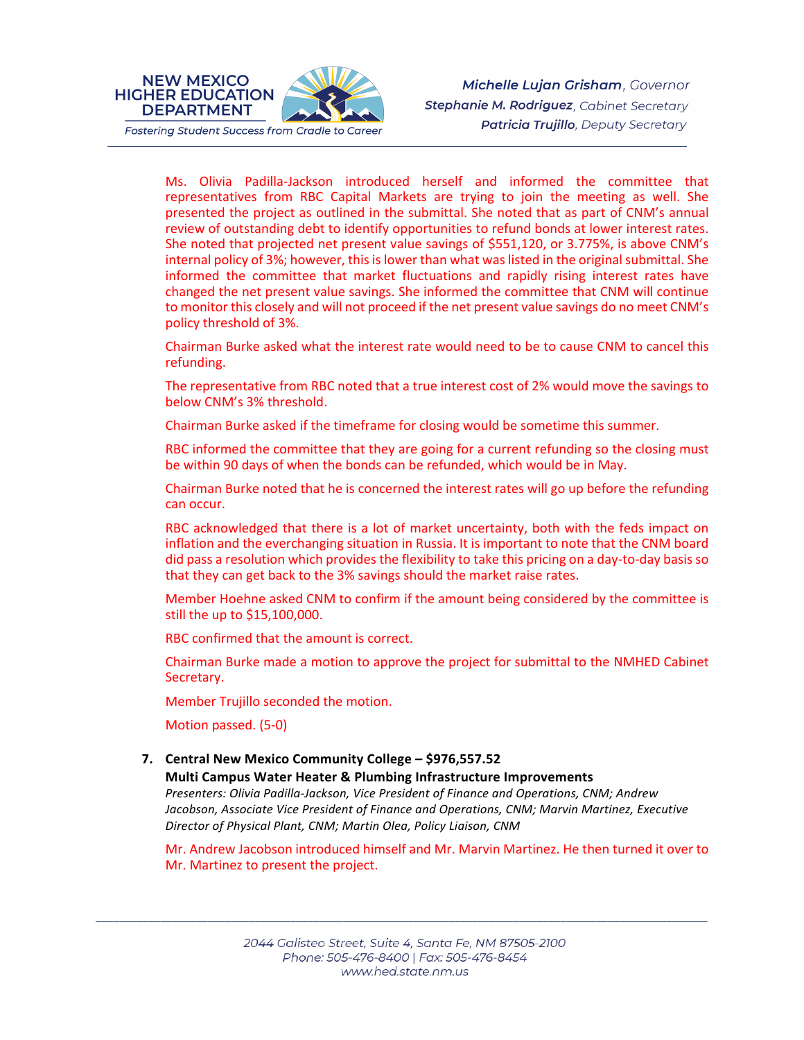Ms. Olivia Padilla-Jackson introduced herself and informed the committee that representatives from RBC Capital Markets are trying to join the meeting as well. She presented the project as outlined in the submittal. She noted that as part of CNM's annual review of outstanding debt to identify opportunities to refund bonds at lower interest rates. She noted that projected net present value savings of $551,120, or 3.775%, is above CNM's internal policy of 3%; however, this is lower than what was listed in the original submittal. She informed the committee that market fluctuations and rapidly rising interest rates have changed the net present value savings. She informed the committee that CNM will continue to monitor this closely and will not proceed if the net present value savings do no meet CNM's policy threshold of 3%.

Chairman Burke asked what the interest rate would need to be to cause CNM to cancel this refunding.

The representative from RBC noted that a true interest cost of 2% would move the savings to below CNM's 3% threshold.

Chairman Burke asked if the timeframe for closing would be sometime this summer.

RBC informed the committee that they are going for a current refunding so the closing must be within 90 days of when the bonds can be refunded, which would be in May.

Chairman Burke noted that he is concerned the interest rates will go up before the refunding can occur.

RBC acknowledged that there is a lot of market uncertainty, both with the feds impact on inflation and the everchanging situation in Russia. It is important to note that the CNM board did pass a resolution which provides the flexibility to take this pricing on a day-to-day basis so that they can get back to the 3% savings should the market raise rates.

Member Hoehne asked CNM to confirm if the amount being considered by the committee is still the up to $15,100,000.

RBC confirmed that the amount is correct.

Chairman Burke made a motion to approve the project for submittal to the NMHED Cabinet Secretary.

Member Trujillo seconded the motion.

Motion passed. (5-0)

7. **Central New Mexico Community College – $976,557.52**
   **Multi Campus Water Heater & Plumbing Infrastructure Improvements**
   *Presenters: Olivia Padilla-Jackson, Vice President of Finance and Operations, CNM; Andrew Jacobson, Associate Vice President of Finance and Operations, CNM; Marvin Martinez, Executive Director of Physical Plant, CNM; Martin Olea, Policy Liaison, CNM*

   Mr. Andrew Jacobson introduced himself and Mr. Marvin Martinez. He then turned it over to Mr. Martinez to present the project.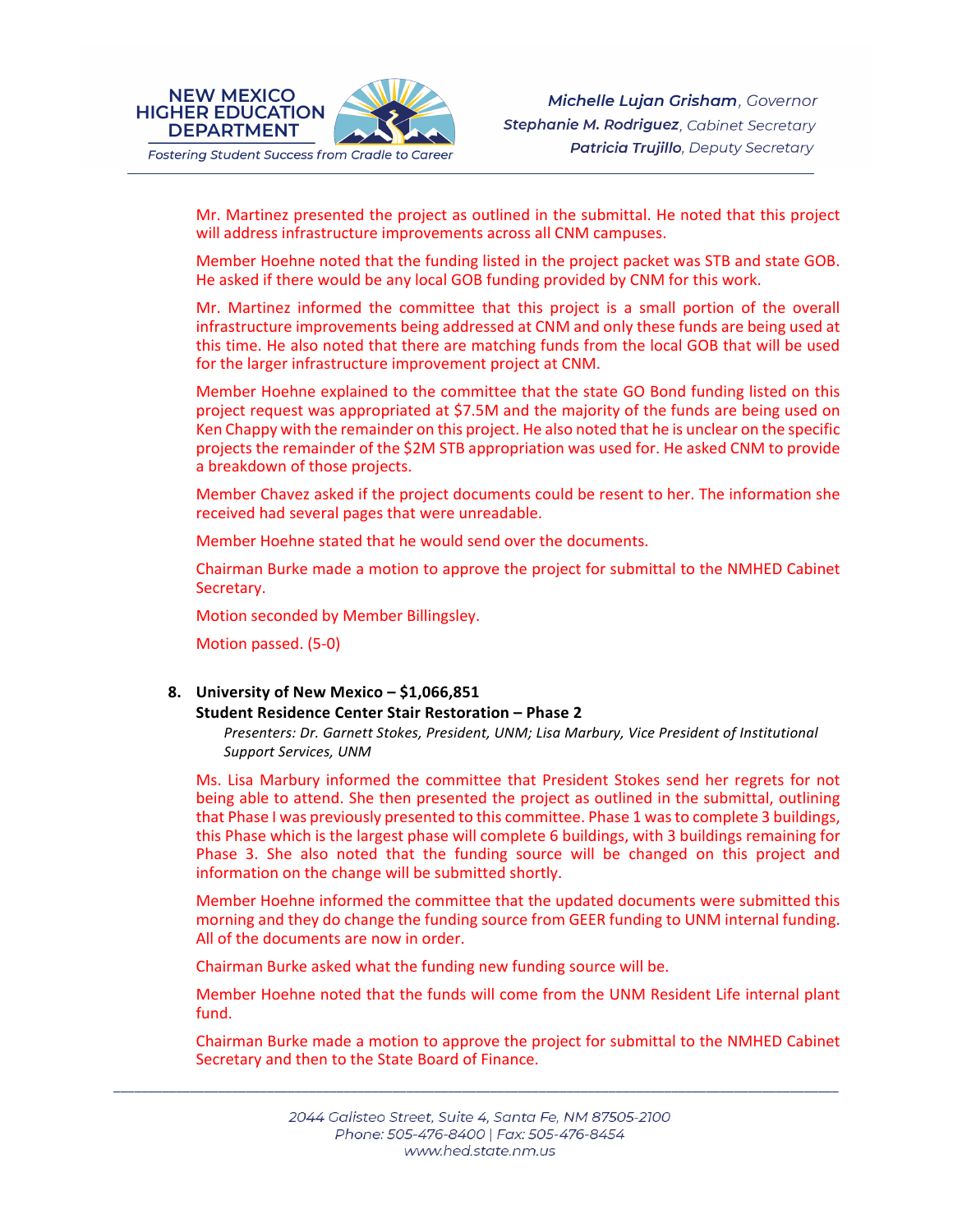Mr. Martinez presented the project as outlined in the submittal. He noted that this project will address infrastructure improvements across all CNM campuses.

Member Hoehne noted that the funding listed in the project packet was STB and state GOB. He asked if there would be any local GOB funding provided by CNM for this work.

Mr. Martinez informed the committee that this project is a small portion of the overall infrastructure improvements being addressed at CNM and only these funds are being used at this time. He also noted that there are matching funds from the local GOB that will be used for the larger infrastructure improvement project at CNM.

Member Hoehne explained to the committee that the state GO Bond funding listed on this project request was appropriated at $7.5M and the majority of the funds are being used on Ken Chappy with the remainder on this project. He also noted that he is unclear on the specific projects the remainder of the $2M STB appropriation was used for. He asked CNM to provide a breakdown of those projects.

Member Chavez asked if the project documents could be resent to her. The information she received had several pages that were unreadable.

Member Hoehne stated that he would send over the documents.

Chairman Burke made a motion to approve the project for submittal to the NMHED Cabinet Secretary.

Motion seconded by Member Billingsley.

Motion passed. (5-0)

**8. University of New Mexico – $1,066,851**
**Student Residence Center Stair Restoration – Phase 2**

*Presenters: Dr. Garnett Stokes, President, UNM; Lisa Marbury, Vice President of Institutional Support Services, UNM*

Ms. Lisa Marbury informed the committee that President Stokes send her regrets for not being able to attend. She then presented the project as outlined in the submittal, outlining that Phase I was previously presented to this committee. Phase 1 was to complete 3 buildings, this Phase which is the largest phase will complete 6 buildings, with 3 buildings remaining for Phase 3. She also noted that the funding source will be changed on this project and information on the change will be submitted shortly.

Member Hoehne informed the committee that the updated documents were submitted this morning and they do change the funding source from GEER funding to UNM internal funding. All of the documents are now in order.

Chairman Burke asked what the funding new funding source will be.

Member Hoehne noted that the funds will come from the UNM Resident Life internal plant fund.

Chairman Burke made a motion to approve the project for submittal to the NMHED Cabinet Secretary and then to the State Board of Finance.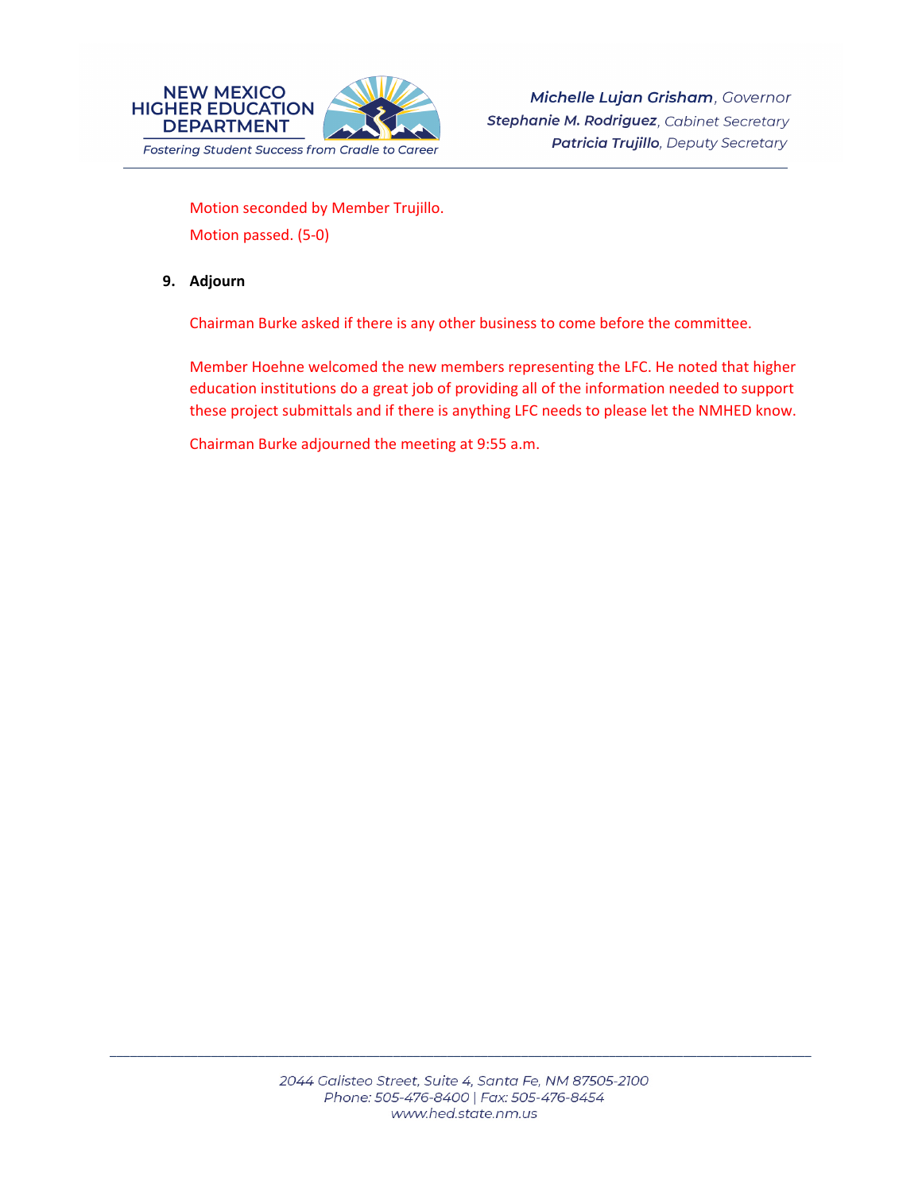Motion seconded by Member Trujillo.

Motion passed. (5-0)

**9. Adjourn**

Chairman Burke asked if there is any other business to come before the committee.

Member Hoehne welcomed the new members representing the LFC. He noted that higher education institutions do a great job of providing all of the information needed to support these project submittals and if there is anything LFC needs to please let the NMHED know.

Chairman Burke adjourned the meeting at 9:55 a.m.